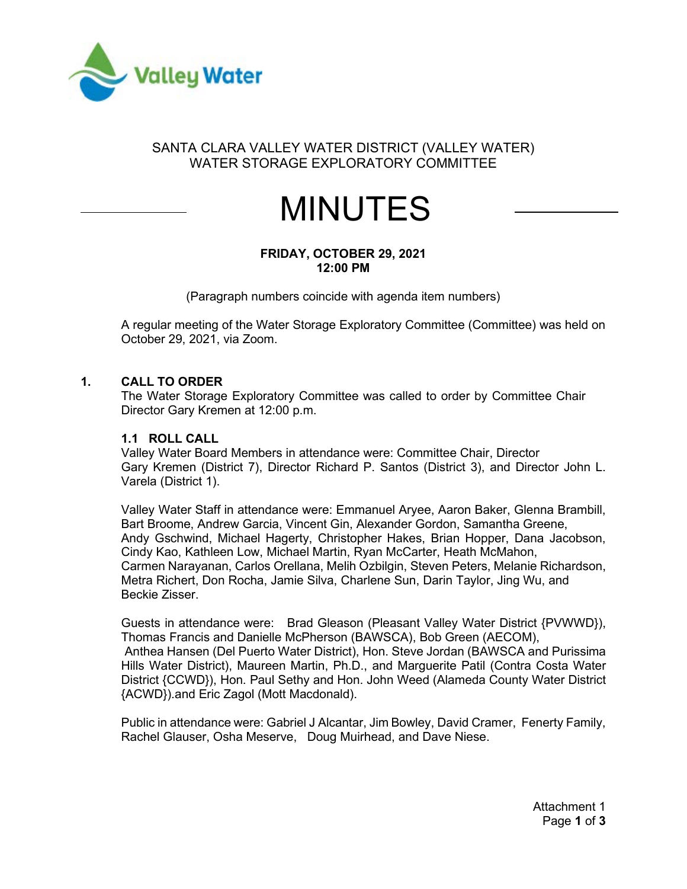SANTA CLARA VALLEY WATER DISTRICT (VALLEY WATER)
WATER STORAGE EXPLORATORY COMMITTEE

# MINUTES

**FRIDAY, OCTOBER 29, 2021**
**12:00 PM**

(Paragraph numbers coincide with agenda item numbers)

A regular meeting of the Water Storage Exploratory Committee (Committee) was held on October 29, 2021, via Zoom.

## 1. CALL TO ORDER

The Water Storage Exploratory Committee was called to order by Committee Chair Director Gary Kremen at 12:00 p.m.

### 1.1 ROLL CALL

Valley Water Board Members in attendance were: Committee Chair, Director Gary Kremen (District 7), Director Richard P. Santos (District 3), and Director John L. Varela (District 1).

Valley Water Staff in attendance were: Emmanuel Aryee, Aaron Baker, Glenna Brambill, Bart Broome, Andrew Garcia, Vincent Gin, Alexander Gordon, Samantha Greene, Andy Gschwind, Michael Hagerty, Christopher Hakes, Brian Hopper, Dana Jacobson, Cindy Kao, Kathleen Low, Michael Martin, Ryan McCarter, Heath McMahon, Carmen Narayanan, Carlos Orellana, Melih Ozbilgin, Steven Peters, Melanie Richardson, Metra Richert, Don Rocha, Jamie Silva, Charlene Sun, Darin Taylor, Jing Wu, and Beckie Zisser.

Guests in attendance were: Brad Gleason (Pleasant Valley Water District {PVWWD}), Thomas Francis and Danielle McPherson (BAWSCA), Bob Green (AECOM), Anthea Hansen (Del Puerto Water District), Hon. Steve Jordan (BAWSCA and Purissima Hills Water District), Maureen Martin, Ph.D., and Marguerite Patil (Contra Costa Water District {CCWD}), Hon. Paul Sethy and Hon. John Weed (Alameda County Water District {ACWD}).and Eric Zagol (Mott Macdonald).

Public in attendance were: Gabriel J Alcantar, Jim Bowley, David Cramer, Fenerty Family, Rachel Glauser, Osha Meserve, Doug Muirhead, and Dave Niese.

Attachment 1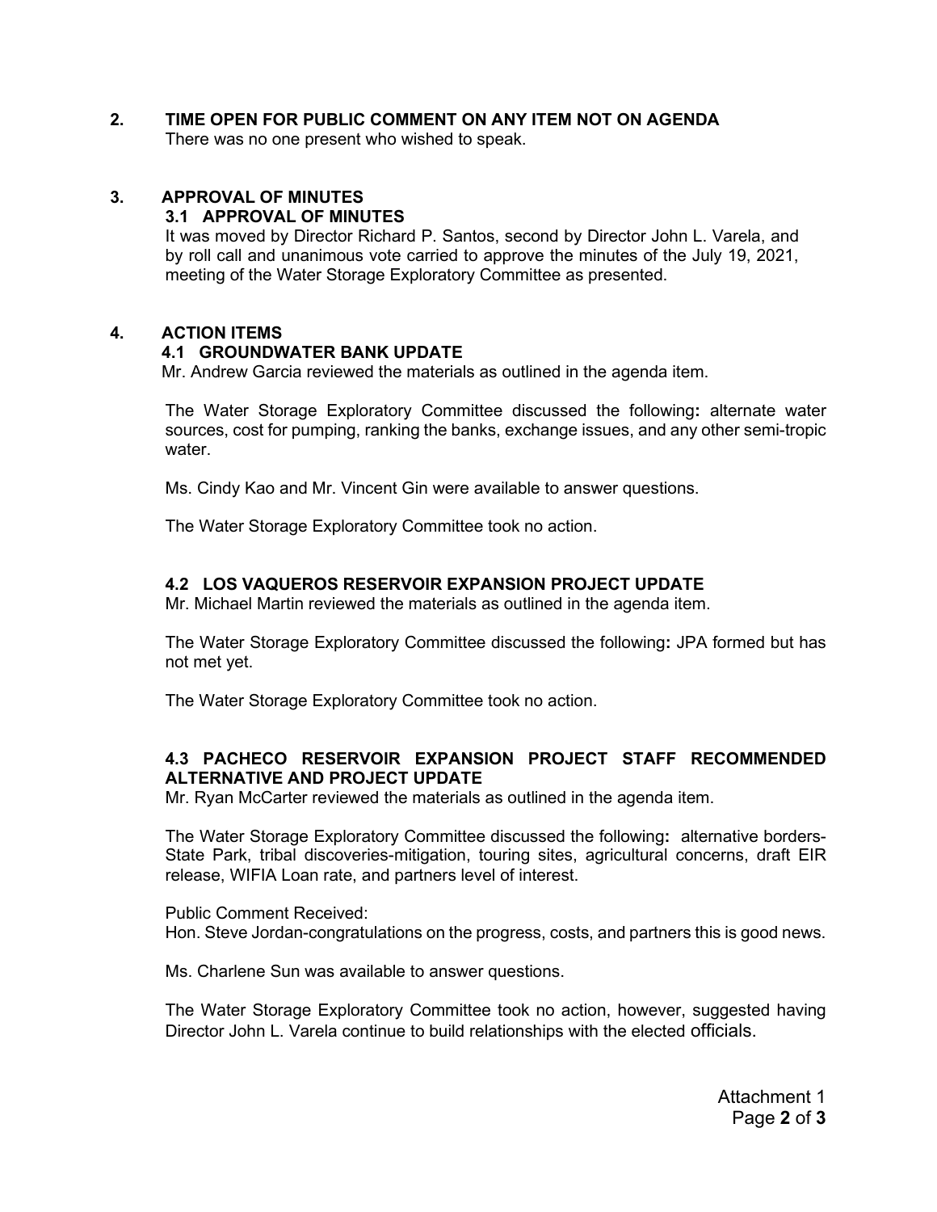## 2. TIME OPEN FOR PUBLIC COMMENT ON ANY ITEM NOT ON AGENDA

There was no one present who wished to speak.

## 3. APPROVAL OF MINUTES

### 3.1 APPROVAL OF MINUTES

It was moved by Director Richard P. Santos, second by Director John L. Varela, and by roll call and unanimous vote carried to approve the minutes of the July 19, 2021, meeting of the Water Storage Exploratory Committee as presented.

## 4. ACTION ITEMS

### 4.1 GROUNDWATER BANK UPDATE

Mr. Andrew Garcia reviewed the materials as outlined in the agenda item.

The Water Storage Exploratory Committee discussed the following**:** alternate water sources, cost for pumping, ranking the banks, exchange issues, and any other semi-tropic water.

Ms. Cindy Kao and Mr. Vincent Gin were available to answer questions.

The Water Storage Exploratory Committee took no action.

### 4.2 LOS VAQUEROS RESERVOIR EXPANSION PROJECT UPDATE

Mr. Michael Martin reviewed the materials as outlined in the agenda item.

The Water Storage Exploratory Committee discussed the following**:** JPA formed but has not met yet.

The Water Storage Exploratory Committee took no action.

### 4.3 PACHECO RESERVOIR EXPANSION PROJECT STAFF RECOMMENDED ALTERNATIVE AND PROJECT UPDATE

Mr. Ryan McCarter reviewed the materials as outlined in the agenda item.

The Water Storage Exploratory Committee discussed the following**:** alternative borders-State Park, tribal discoveries-mitigation, touring sites, agricultural concerns, draft EIR release, WIFIA Loan rate, and partners level of interest.

Public Comment Received:
Hon. Steve Jordan-congratulations on the progress, costs, and partners this is good news.

Ms. Charlene Sun was available to answer questions.

The Water Storage Exploratory Committee took no action, however, suggested having Director John L. Varela continue to build relationships with the elected officials.

Attachment 1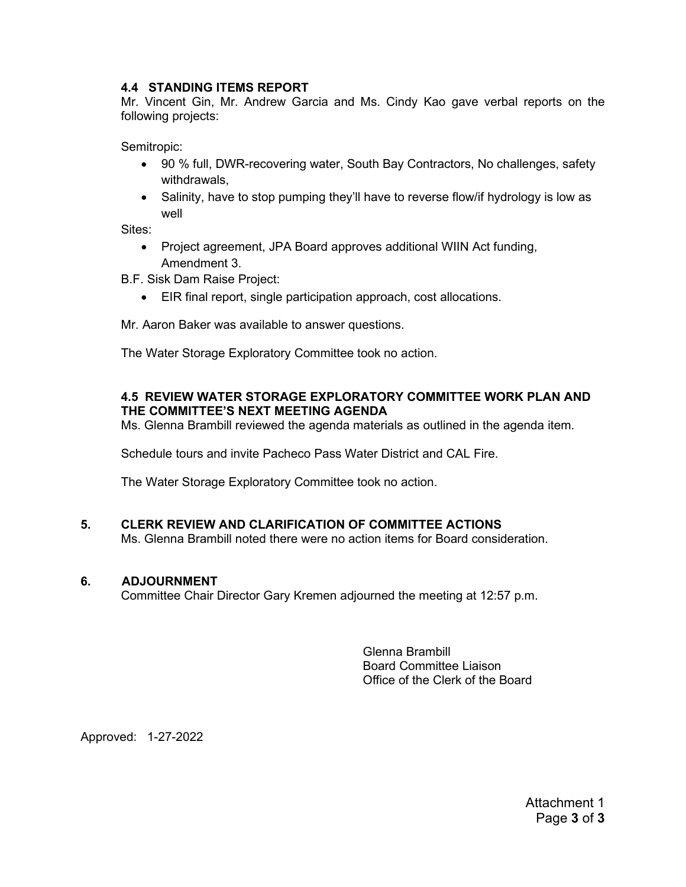### 4.4 STANDING ITEMS REPORT

Mr. Vincent Gin, Mr. Andrew Garcia and Ms. Cindy Kao gave verbal reports on the following projects:

Semitropic:

- 90 % full, DWR-recovering water, South Bay Contractors, No challenges, safety withdrawals,
- Salinity, have to stop pumping they'll have to reverse flow/if hydrology is low as well

Sites:

- Project agreement, JPA Board approves additional WIIN Act funding, Amendment 3.

B.F. Sisk Dam Raise Project:

- EIR final report, single participation approach, cost allocations.

Mr. Aaron Baker was available to answer questions.

The Water Storage Exploratory Committee took no action.

### 4.5 REVIEW WATER STORAGE EXPLORATORY COMMITTEE WORK PLAN AND THE COMMITTEE'S NEXT MEETING AGENDA

Ms. Glenna Brambill reviewed the agenda materials as outlined in the agenda item.

Schedule tours and invite Pacheco Pass Water District and CAL Fire.

The Water Storage Exploratory Committee took no action.

## 5. CLERK REVIEW AND CLARIFICATION OF COMMITTEE ACTIONS

Ms. Glenna Brambill noted there were no action items for Board consideration.

## 6. ADJOURNMENT

Committee Chair Director Gary Kremen adjourned the meeting at 12:57 p.m.

Glenna Brambill
Board Committee Liaison
Office of the Clerk of the Board

Approved: 1-27-2022

Attachment 1